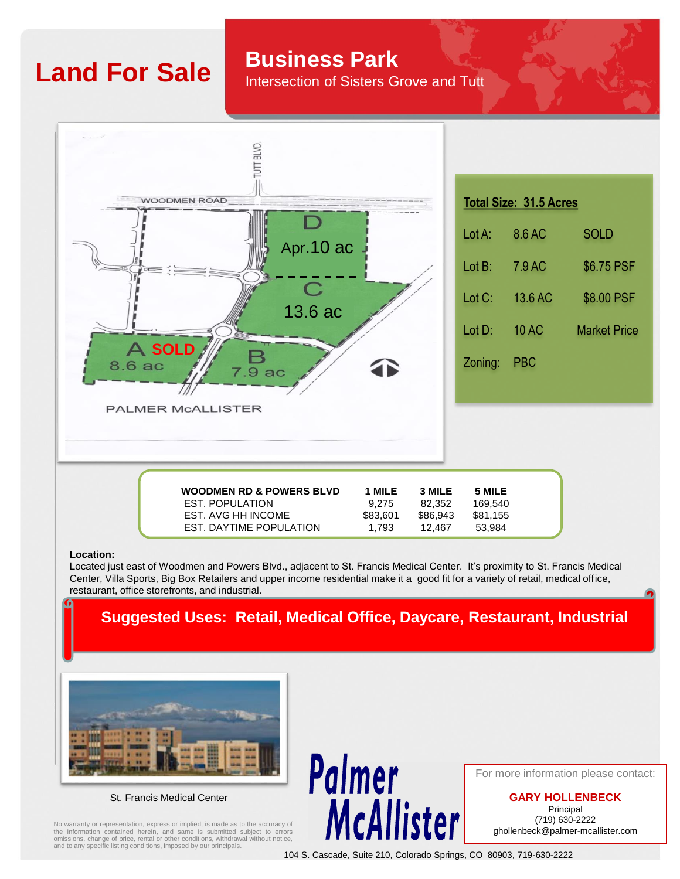# Land For Sale

## Business Park

Intersection of Sisters Grove and Tutt

WOODMEN ROAD

TUTT BLVD.

D Apr.10 ac

C 13.6 ac

A SOLD 8.6 ac

B 7.9 ac

PALMER McALLISTER

**Total Size: 31.5 Acres**

| | | |
|---|---|---|
| Lot A: | 8.6 AC | SOLD |
| Lot B: | 7.9 AC | $6.75 PSF |
| Lot C: | 13.6 AC | $8.00 PSF |
| Lot D: | 10 AC | Market Price |
| Zoning: | PBC | |

| WOODMEN RD & POWERS BLVD | 1 MILE | 3 MILE | 5 MILE |
|---|---|---|---|
| EST. POPULATION | 9,275 | 82,352 | 169,540 |
| EST. AVG HH INCOME | $83,601 | $86,943 | $81,155 |
| EST. DAYTIME POPULATION | 1,793 | 12,467 | 53,984 |

**Location:**

Located just east of Woodmen and Powers Blvd., adjacent to St. Francis Medical Center. It's proximity to St. Francis Medical Center, Villa Sports, Big Box Retailers and upper income residential make it a good fit for a variety of retail, medical office, restaurant, office storefronts, and industrial.

**Suggested Uses: Retail, Medical Office, Daycare, Restaurant, Industrial**

St. Francis Medical Center

No warranty or representation, express or implied, is made as to the accuracy of the information contained herein, and same is submitted subject to errors omissions, change of price, rental or other conditions, withdrawal without notice, and to any specific listing conditions, imposed by our principals.

Palmer McAllister

For more information please contact:

**GARY HOLLENBECK**
Principal
(719) 630-2222
ghollenbeck@palmer-mcallister.com

104 S. Cascade, Suite 210, Colorado Springs, CO 80903, 719-630-2222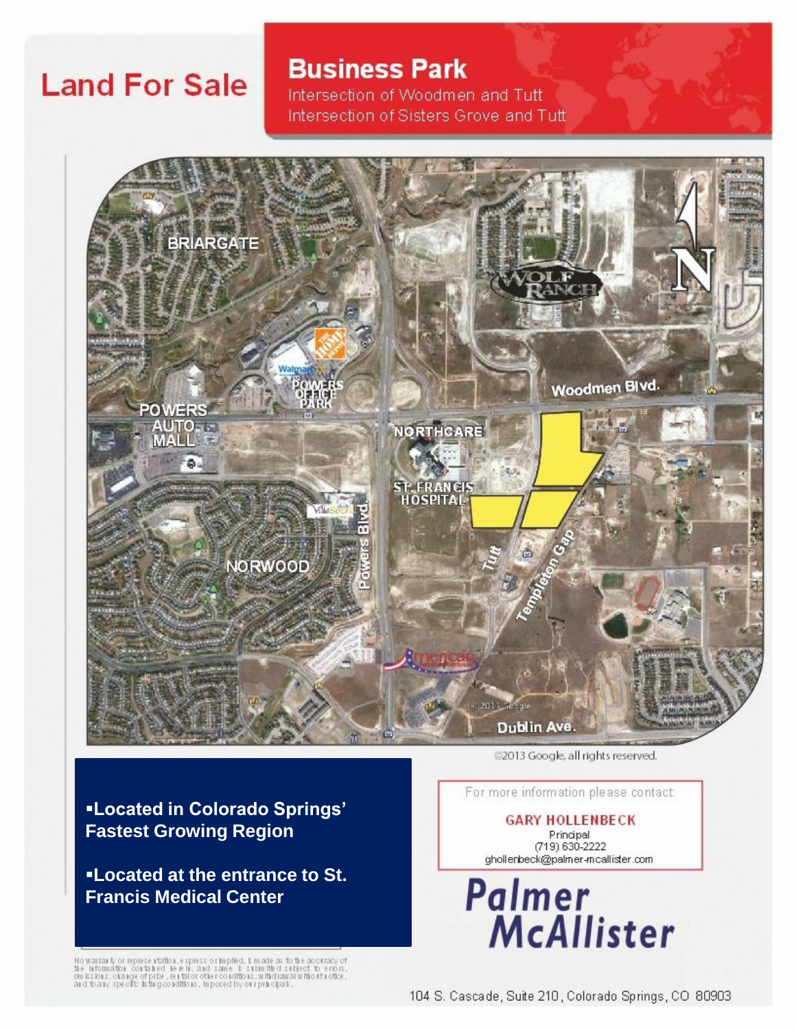# Land For Sale

## Business Park

Intersection of Woodmen and Tutt

Intersection of Sisters Grove and Tutt

BRIARGATE

WOLF RANCH

POWERS OFFICE PARK

POWERS AUTO MALL

Woodmen Blvd.

NORTHCARE

ST. FRANCIS HOSPITAL

NORWOOD

Powers Blvd.

Tutt

Templeton Gap

Dublin Ave.

©2013 Google, all rights reserved.

- **Located in Colorado Springs' Fastest Growing Region**
- **Located at the entrance to St. Francis Medical Center**

For more information please contact:

**GARY HOLLENBECK**
Principal
(719) 630-2222
ghollenbeck@palmer-mcallister.com

**Palmer McAllister**

No warranty or representation, express or implied, is made as to the accuracy of the information contained herein, and same is submitted subject to errors, omissions, change of price, rental or other conditions, withdrawal without notice, and to any specific listing conditions, imposed by our principals.

104 S. Cascade, Suite 210, Colorado Springs, CO 80903